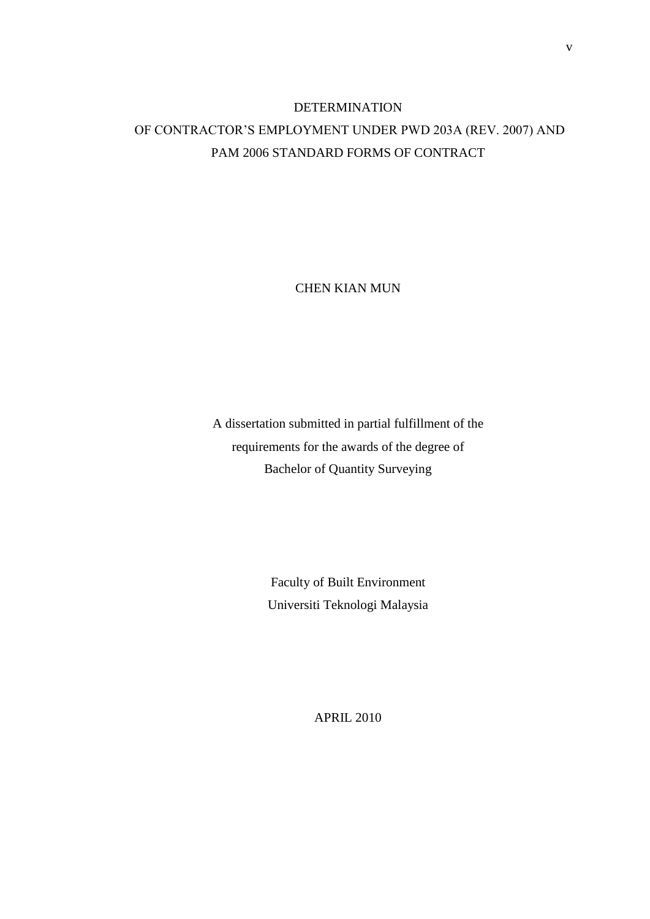# DETERMINATION

# OF CONTRACTOR'S EMPLOYMENT UNDER PWD 203A (REV. 2007) AND PAM 2006 STANDARD FORMS OF CONTRACT

CHEN KIAN MUN

A dissertation submitted in partial fulfillment of the requirements for the awards of the degree of Bachelor of Quantity Surveying

Faculty of Built Environment
Universiti Teknologi Malaysia

APRIL 2010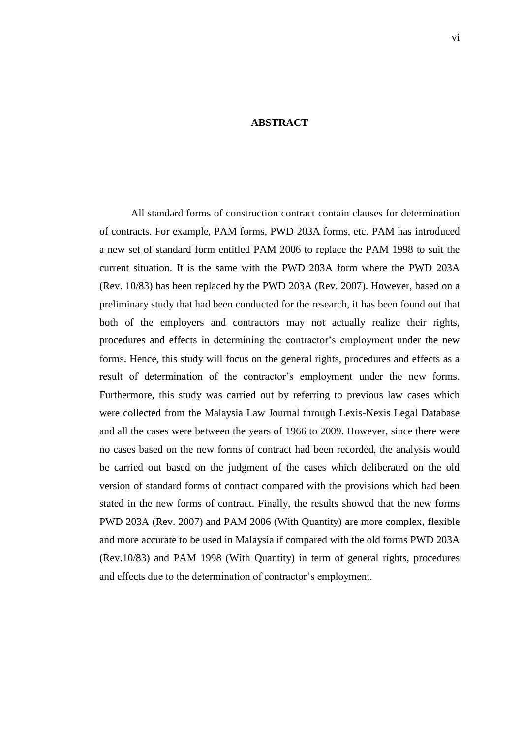# ABSTRACT

All standard forms of construction contract contain clauses for determination of contracts. For example, PAM forms, PWD 203A forms, etc. PAM has introduced a new set of standard form entitled PAM 2006 to replace the PAM 1998 to suit the current situation. It is the same with the PWD 203A form where the PWD 203A (Rev. 10/83) has been replaced by the PWD 203A (Rev. 2007). However, based on a preliminary study that had been conducted for the research, it has been found out that both of the employers and contractors may not actually realize their rights, procedures and effects in determining the contractor's employment under the new forms. Hence, this study will focus on the general rights, procedures and effects as a result of determination of the contractor's employment under the new forms. Furthermore, this study was carried out by referring to previous law cases which were collected from the Malaysia Law Journal through Lexis-Nexis Legal Database and all the cases were between the years of 1966 to 2009. However, since there were no cases based on the new forms of contract had been recorded, the analysis would be carried out based on the judgment of the cases which deliberated on the old version of standard forms of contract compared with the provisions which had been stated in the new forms of contract. Finally, the results showed that the new forms PWD 203A (Rev. 2007) and PAM 2006 (With Quantity) are more complex, flexible and more accurate to be used in Malaysia if compared with the old forms PWD 203A (Rev.10/83) and PAM 1998 (With Quantity) in term of general rights, procedures and effects due to the determination of contractor's employment.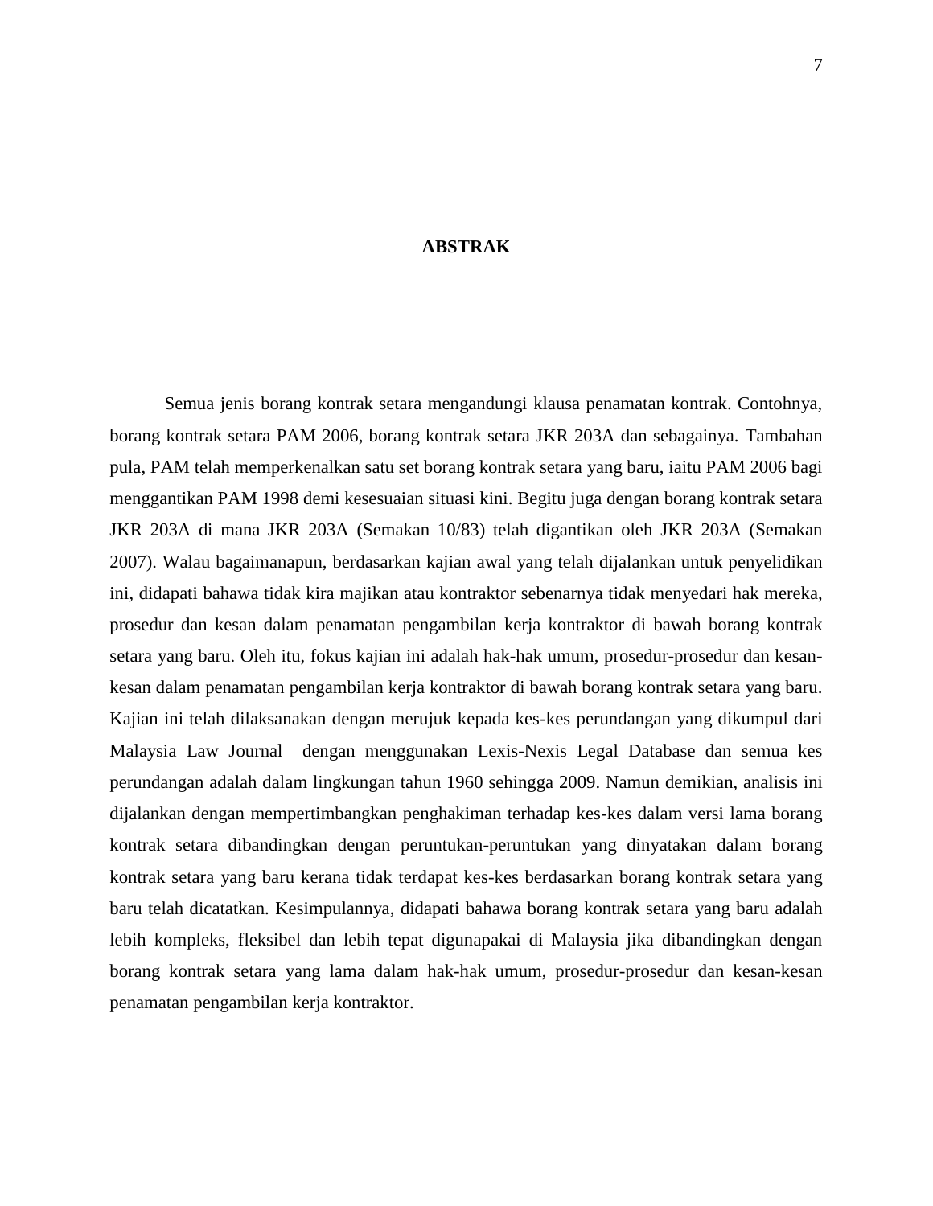# ABSTRAK

Semua jenis borang kontrak setara mengandungi klausa penamatan kontrak. Contohnya, borang kontrak setara PAM 2006, borang kontrak setara JKR 203A dan sebagainya. Tambahan pula, PAM telah memperkenalkan satu set borang kontrak setara yang baru, iaitu PAM 2006 bagi menggantikan PAM 1998 demi kesesuaian situasi kini. Begitu juga dengan borang kontrak setara JKR 203A di mana JKR 203A (Semakan 10/83) telah digantikan oleh JKR 203A (Semakan 2007). Walau bagaimanapun, berdasarkan kajian awal yang telah dijalankan untuk penyelidikan ini, didapati bahawa tidak kira majikan atau kontraktor sebenarnya tidak menyedari hak mereka, prosedur dan kesan dalam penamatan pengambilan kerja kontraktor di bawah borang kontrak setara yang baru. Oleh itu, fokus kajian ini adalah hak-hak umum, prosedur-prosedur dan kesan-kesan dalam penamatan pengambilan kerja kontraktor di bawah borang kontrak setara yang baru. Kajian ini telah dilaksanakan dengan merujuk kepada kes-kes perundangan yang dikumpul dari Malaysia Law Journal dengan menggunakan Lexis-Nexis Legal Database dan semua kes perundangan adalah dalam lingkungan tahun 1960 sehingga 2009. Namun demikian, analisis ini dijalankan dengan mempertimbangkan penghakiman terhadap kes-kes dalam versi lama borang kontrak setara dibandingkan dengan peruntukan-peruntukan yang dinyatakan dalam borang kontrak setara yang baru kerana tidak terdapat kes-kes berdasarkan borang kontrak setara yang baru telah dicatatkan. Kesimpulannya, didapati bahawa borang kontrak setara yang baru adalah lebih kompleks, fleksibel dan lebih tepat digunapakai di Malaysia jika dibandingkan dengan borang kontrak setara yang lama dalam hak-hak umum, prosedur-prosedur dan kesan-kesan penamatan pengambilan kerja kontraktor.